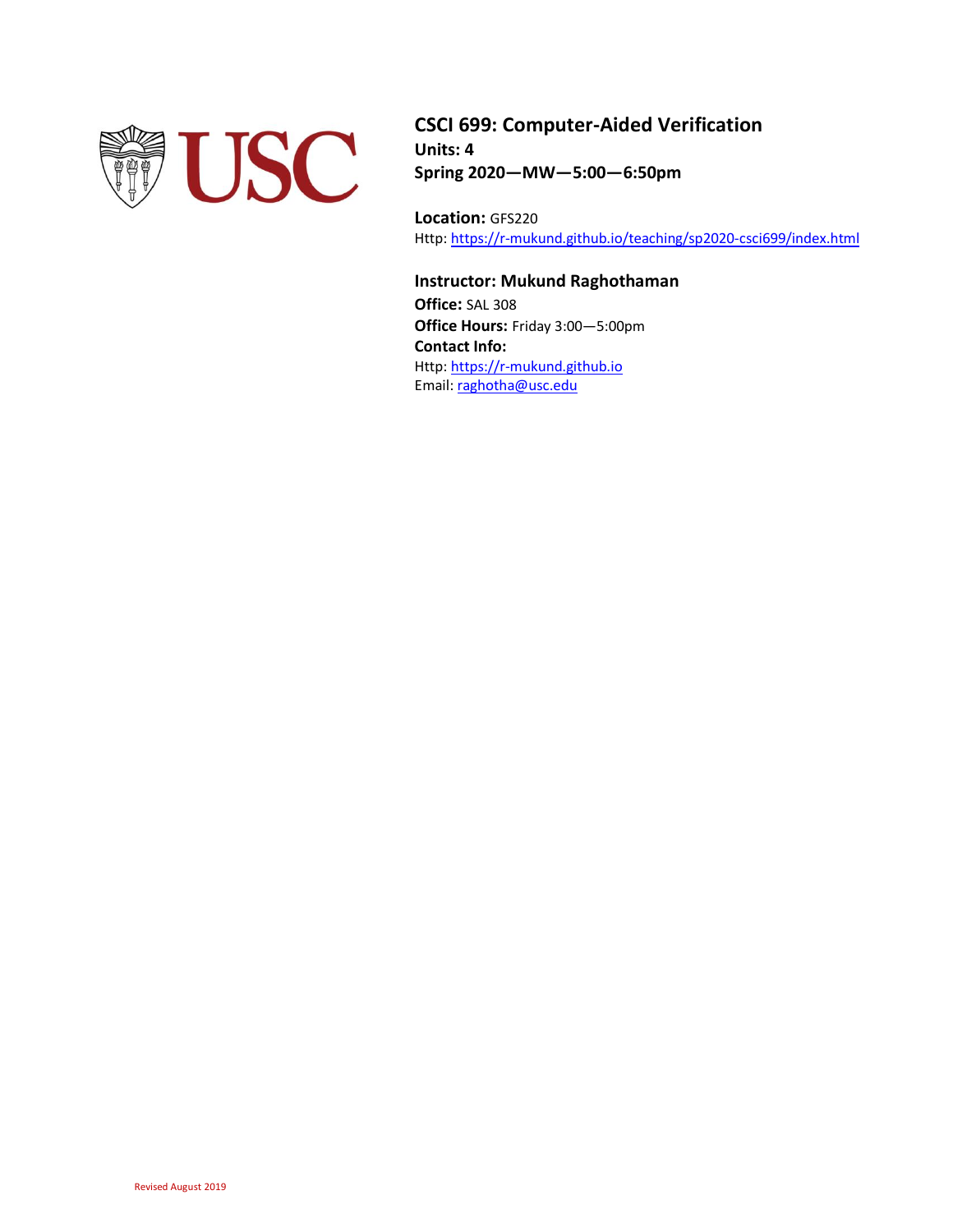# CSCI 699: Computer-Aided Verification

**Units: 4**

**Spring 2020—MW—5:00—6:50pm**

**Location:** GFS220

Http: https://r-mukund.github.io/teaching/sp2020-csci699/index.html

## Instructor: Mukund Raghothaman

**Office:** SAL 308

**Office Hours:** Friday 3:00—5:00pm

**Contact Info:**

Http: https://r-mukund.github.io

Email: raghotha@usc.edu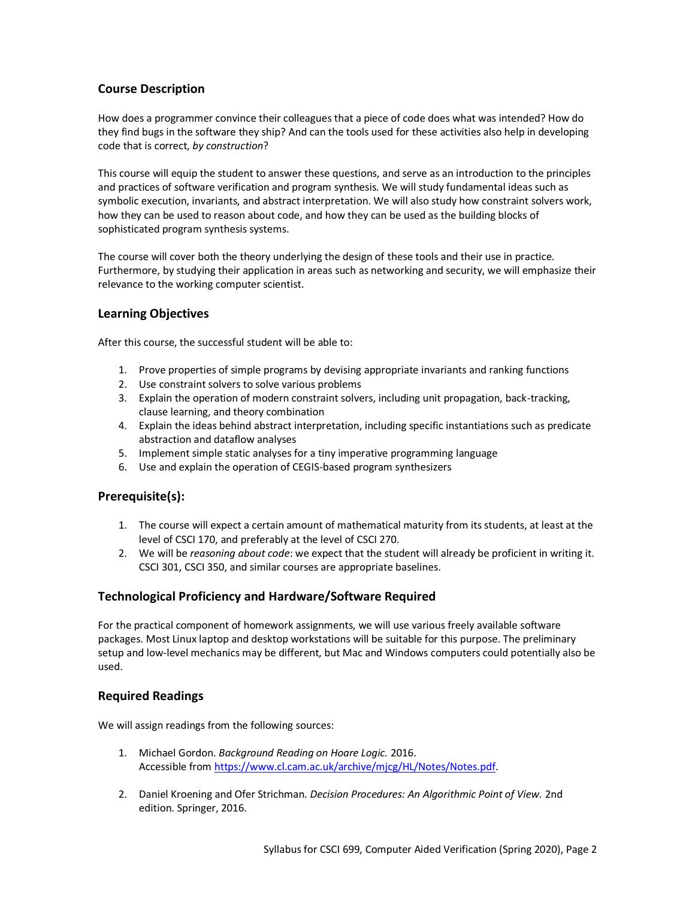## Course Description

How does a programmer convince their colleagues that a piece of code does what was intended? How do they find bugs in the software they ship? And can the tools used for these activities also help in developing code that is correct, *by construction*?

This course will equip the student to answer these questions, and serve as an introduction to the principles and practices of software verification and program synthesis. We will study fundamental ideas such as symbolic execution, invariants, and abstract interpretation. We will also study how constraint solvers work, how they can be used to reason about code, and how they can be used as the building blocks of sophisticated program synthesis systems.

The course will cover both the theory underlying the design of these tools and their use in practice. Furthermore, by studying their application in areas such as networking and security, we will emphasize their relevance to the working computer scientist.

## Learning Objectives

After this course, the successful student will be able to:

1. Prove properties of simple programs by devising appropriate invariants and ranking functions
2. Use constraint solvers to solve various problems
3. Explain the operation of modern constraint solvers, including unit propagation, back-tracking, clause learning, and theory combination
4. Explain the ideas behind abstract interpretation, including specific instantiations such as predicate abstraction and dataflow analyses
5. Implement simple static analyses for a tiny imperative programming language
6. Use and explain the operation of CEGIS-based program synthesizers

## Prerequisite(s):

1. The course will expect a certain amount of mathematical maturity from its students, at least at the level of CSCI 170, and preferably at the level of CSCI 270.
2. We will be *reasoning about code*: we expect that the student will already be proficient in writing it. CSCI 301, CSCI 350, and similar courses are appropriate baselines.

## Technological Proficiency and Hardware/Software Required

For the practical component of homework assignments, we will use various freely available software packages. Most Linux laptop and desktop workstations will be suitable for this purpose. The preliminary setup and low-level mechanics may be different, but Mac and Windows computers could potentially also be used.

## Required Readings

We will assign readings from the following sources:

1. Michael Gordon. *Background Reading on Hoare Logic.* 2016.
   Accessible from https://www.cl.cam.ac.uk/archive/mjcg/HL/Notes/Notes.pdf.

2. Daniel Kroening and Ofer Strichman. *Decision Procedures: An Algorithmic Point of View.* 2nd edition. Springer, 2016.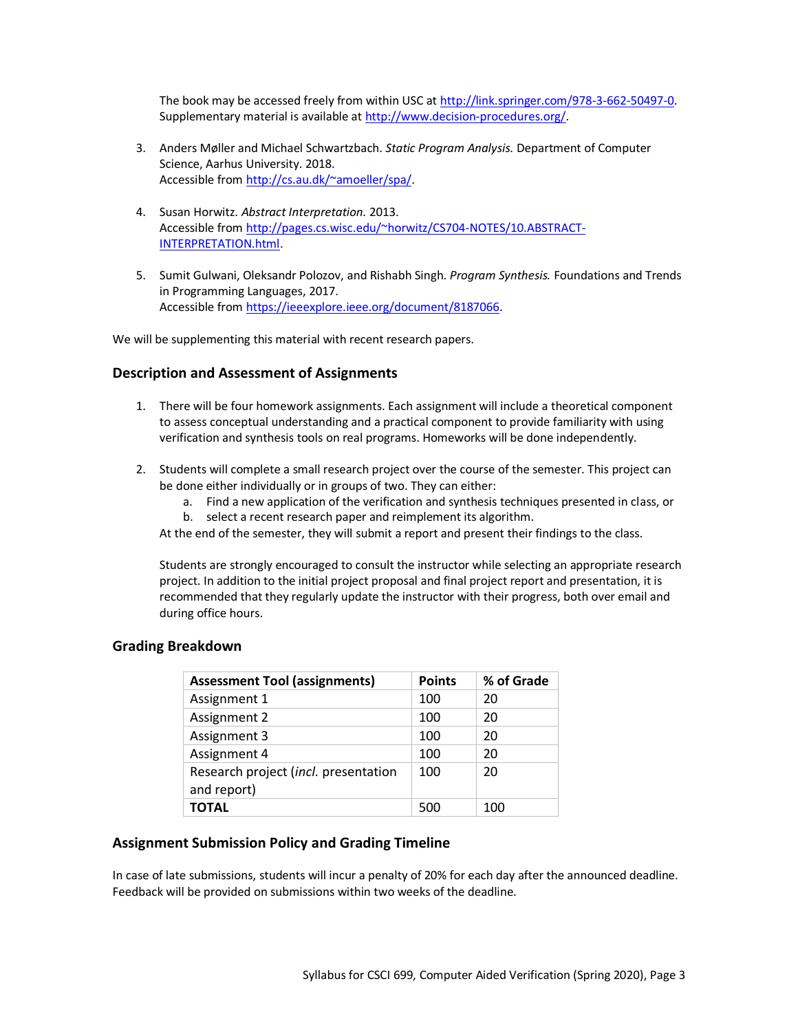The book may be accessed freely from within USC at http://link.springer.com/978-3-662-50497-0. Supplementary material is available at http://www.decision-procedures.org/.

3. Anders Møller and Michael Schwartzbach. *Static Program Analysis.* Department of Computer Science, Aarhus University. 2018.
   Accessible from http://cs.au.dk/~amoeller/spa/.

4. Susan Horwitz. *Abstract Interpretation.* 2013.
   Accessible from http://pages.cs.wisc.edu/~horwitz/CS704-NOTES/10.ABSTRACT-INTERPRETATION.html.

5. Sumit Gulwani, Oleksandr Polozov, and Rishabh Singh. *Program Synthesis.* Foundations and Trends in Programming Languages, 2017.
   Accessible from https://ieeexplore.ieee.org/document/8187066.

We will be supplementing this material with recent research papers.

### Description and Assessment of Assignments

1. There will be four homework assignments. Each assignment will include a theoretical component to assess conceptual understanding and a practical component to provide familiarity with using verification and synthesis tools on real programs. Homeworks will be done independently.

2. Students will complete a small research project over the course of the semester. This project can be done either individually or in groups of two. They can either:
   a. Find a new application of the verification and synthesis techniques presented in class, or
   b. select a recent research paper and reimplement its algorithm.

   At the end of the semester, they will submit a report and present their findings to the class.

   Students are strongly encouraged to consult the instructor while selecting an appropriate research project. In addition to the initial project proposal and final project report and presentation, it is recommended that they regularly update the instructor with their progress, both over email and during office hours.

### Grading Breakdown

| Assessment Tool (assignments) | Points | % of Grade |
|---|---|---|
| Assignment 1 | 100 | 20 |
| Assignment 2 | 100 | 20 |
| Assignment 3 | 100 | 20 |
| Assignment 4 | 100 | 20 |
| Research project (*incl.* presentation and report) | 100 | 20 |
| **TOTAL** | 500 | 100 |

### Assignment Submission Policy and Grading Timeline

In case of late submissions, students will incur a penalty of 20% for each day after the announced deadline. Feedback will be provided on submissions within two weeks of the deadline.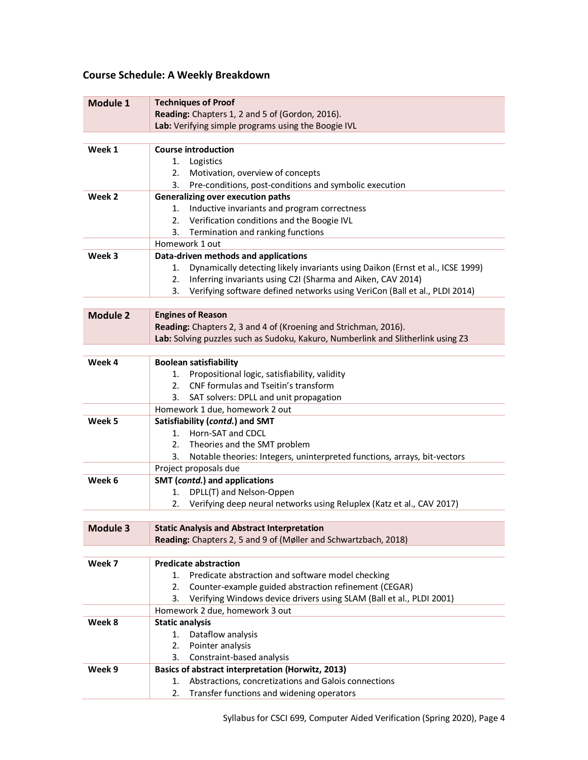## Course Schedule: A Weekly Breakdown

| **Module 1** | **Techniques of Proof**<br>**Reading:** Chapters 1, 2 and 5 of (Gordon, 2016).<br>**Lab:** Verifying simple programs using the Boogie IVL |
|---|---|

| | |
|---|---|
| **Week 1** | **Course introduction**<br>1. Logistics<br>2. Motivation, overview of concepts<br>3. Pre-conditions, post-conditions and symbolic execution |
| **Week 2** | **Generalizing over execution paths**<br>1. Inductive invariants and program correctness<br>2. Verification conditions and the Boogie IVL<br>3. Termination and ranking functions |
| | Homework 1 out |
| **Week 3** | **Data-driven methods and applications**<br>1. Dynamically detecting likely invariants using Daikon (Ernst et al., ICSE 1999)<br>2. Inferring invariants using C2I (Sharma and Aiken, CAV 2014)<br>3. Verifying software defined networks using VeriCon (Ball et al., PLDI 2014) |

| **Module 2** | **Engines of Reason**<br>**Reading:** Chapters 2, 3 and 4 of (Kroening and Strichman, 2016).<br>**Lab:** Solving puzzles such as Sudoku, Kakuro, Numberlink and Slitherlink using Z3 |
|---|---|

| | |
|---|---|
| **Week 4** | **Boolean satisfiability**<br>1. Propositional logic, satisfiability, validity<br>2. CNF formulas and Tseitin's transform<br>3. SAT solvers: DPLL and unit propagation |
| | Homework 1 due, homework 2 out |
| **Week 5** | **Satisfiability (*contd.*) and SMT**<br>1. Horn-SAT and CDCL<br>2. Theories and the SMT problem<br>3. Notable theories: Integers, uninterpreted functions, arrays, bit-vectors |
| | Project proposals due |
| **Week 6** | **SMT (*contd.*) and applications**<br>1. DPLL(T) and Nelson-Oppen<br>2. Verifying deep neural networks using Reluplex (Katz et al., CAV 2017) |

| **Module 3** | **Static Analysis and Abstract Interpretation**<br>**Reading:** Chapters 2, 5 and 9 of (Møller and Schwartzbach, 2018) |
|---|---|

| | |
|---|---|
| **Week 7** | **Predicate abstraction**<br>1. Predicate abstraction and software model checking<br>2. Counter-example guided abstraction refinement (CEGAR)<br>3. Verifying Windows device drivers using SLAM (Ball et al., PLDI 2001) |
| | Homework 2 due, homework 3 out |
| **Week 8** | **Static analysis**<br>1. Dataflow analysis<br>2. Pointer analysis<br>3. Constraint-based analysis |
| **Week 9** | **Basics of abstract interpretation (Horwitz, 2013)**<br>1. Abstractions, concretizations and Galois connections<br>2. Transfer functions and widening operators |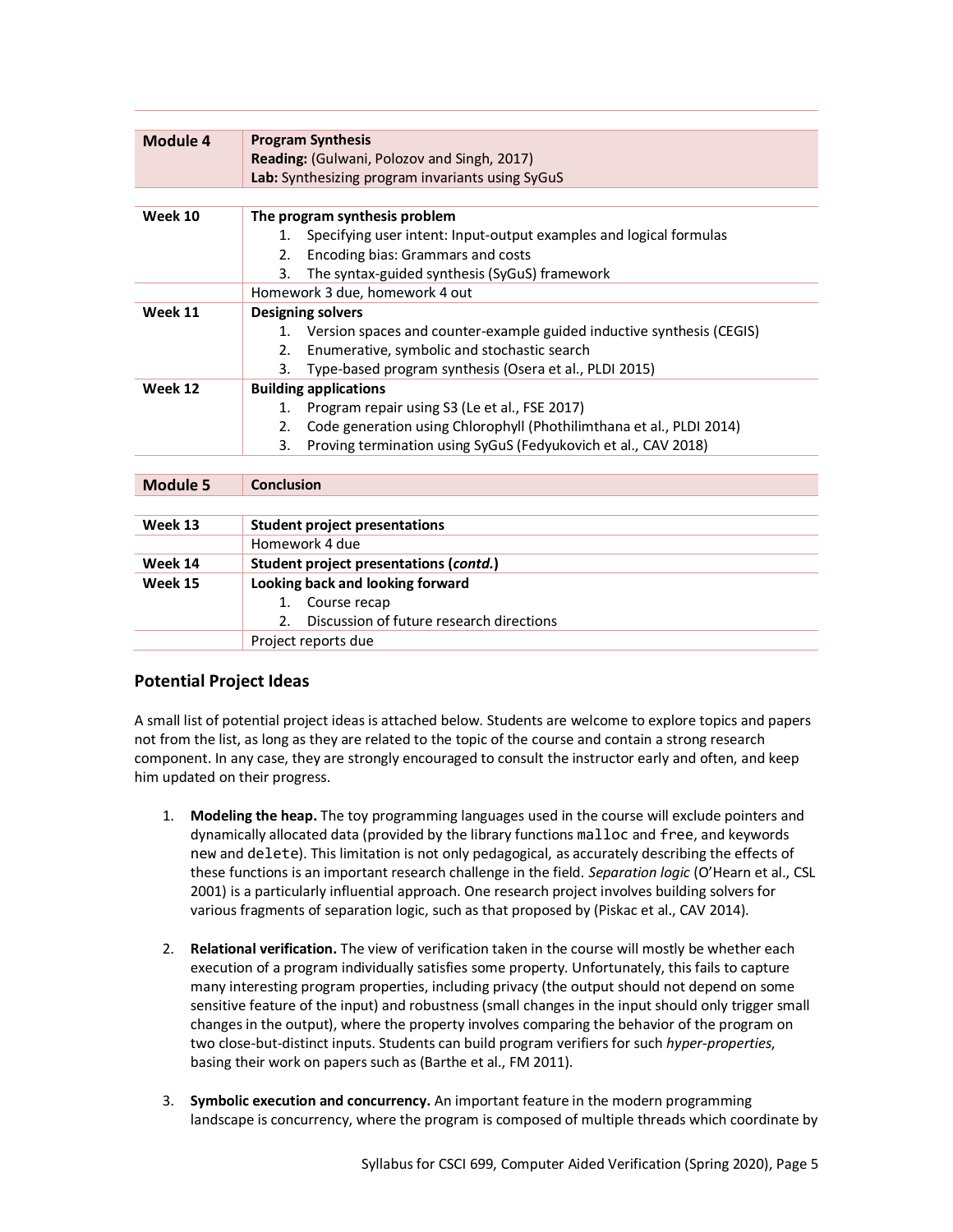| Module 4 | **Program Synthesis**<br>**Reading:** (Gulwani, Polozov and Singh, 2017)<br>**Lab:** Synthesizing program invariants using SyGuS |
|---|---|

| Week 10 | **The program synthesis problem**<br>1. Specifying user intent: Input-output examples and logical formulas<br>2. Encoding bias: Grammars and costs<br>3. The syntax-guided synthesis (SyGuS) framework |
|---|---|
| | Homework 3 due, homework 4 out |
| **Week 11** | **Designing solvers**<br>1. Version spaces and counter-example guided inductive synthesis (CEGIS)<br>2. Enumerative, symbolic and stochastic search<br>3. Type-based program synthesis (Osera et al., PLDI 2015) |
| **Week 12** | **Building applications**<br>1. Program repair using S3 (Le et al., FSE 2017)<br>2. Code generation using Chlorophyll (Phothilimthana et al., PLDI 2014)<br>3. Proving termination using SyGuS (Fedyukovich et al., CAV 2018) |

| Module 5 | **Conclusion** |
|---|---|

| Week 13 | **Student project presentations** |
|---|---|
| | Homework 4 due |
| **Week 14** | **Student project presentations (*contd.*)** |
| **Week 15** | **Looking back and looking forward**<br>1. Course recap<br>2. Discussion of future research directions |
| | Project reports due |

## Potential Project Ideas

A small list of potential project ideas is attached below. Students are welcome to explore topics and papers not from the list, as long as they are related to the topic of the course and contain a strong research component. In any case, they are strongly encouraged to consult the instructor early and often, and keep him updated on their progress.

1. **Modeling the heap.** The toy programming languages used in the course will exclude pointers and dynamically allocated data (provided by the library functions `malloc` and `free`, and keywords `new` and `delete`). This limitation is not only pedagogical, as accurately describing the effects of these functions is an important research challenge in the field. *Separation logic* (O'Hearn et al., CSL 2001) is a particularly influential approach. One research project involves building solvers for various fragments of separation logic, such as that proposed by (Piskac et al., CAV 2014).

2. **Relational verification.** The view of verification taken in the course will mostly be whether each execution of a program individually satisfies some property. Unfortunately, this fails to capture many interesting program properties, including privacy (the output should not depend on some sensitive feature of the input) and robustness (small changes in the input should only trigger small changes in the output), where the property involves comparing the behavior of the program on two close-but-distinct inputs. Students can build program verifiers for such *hyper-properties*, basing their work on papers such as (Barthe et al., FM 2011).

3. **Symbolic execution and concurrency.** An important feature in the modern programming landscape is concurrency, where the program is composed of multiple threads which coordinate by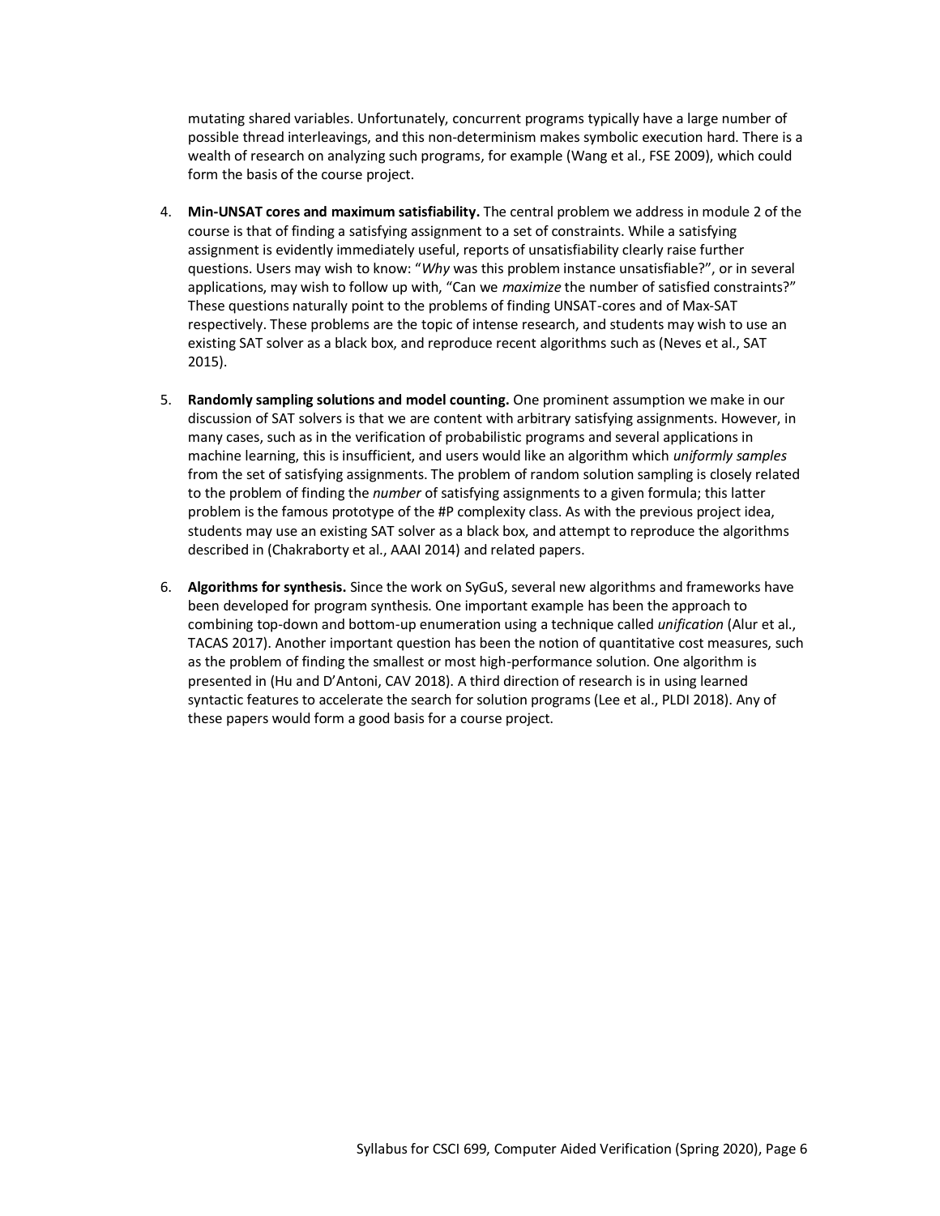mutating shared variables. Unfortunately, concurrent programs typically have a large number of possible thread interleavings, and this non-determinism makes symbolic execution hard. There is a wealth of research on analyzing such programs, for example (Wang et al., FSE 2009), which could form the basis of the course project.

4. **Min-UNSAT cores and maximum satisfiability.** The central problem we address in module 2 of the course is that of finding a satisfying assignment to a set of constraints. While a satisfying assignment is evidently immediately useful, reports of unsatisfiability clearly raise further questions. Users may wish to know: "*Why* was this problem instance unsatisfiable?", or in several applications, may wish to follow up with, "Can we *maximize* the number of satisfied constraints?" These questions naturally point to the problems of finding UNSAT-cores and of Max-SAT respectively. These problems are the topic of intense research, and students may wish to use an existing SAT solver as a black box, and reproduce recent algorithms such as (Neves et al., SAT 2015).

5. **Randomly sampling solutions and model counting.** One prominent assumption we make in our discussion of SAT solvers is that we are content with arbitrary satisfying assignments. However, in many cases, such as in the verification of probabilistic programs and several applications in machine learning, this is insufficient, and users would like an algorithm which *uniformly samples* from the set of satisfying assignments. The problem of random solution sampling is closely related to the problem of finding the *number* of satisfying assignments to a given formula; this latter problem is the famous prototype of the #P complexity class. As with the previous project idea, students may use an existing SAT solver as a black box, and attempt to reproduce the algorithms described in (Chakraborty et al., AAAI 2014) and related papers.

6. **Algorithms for synthesis.** Since the work on SyGuS, several new algorithms and frameworks have been developed for program synthesis. One important example has been the approach to combining top-down and bottom-up enumeration using a technique called *unification* (Alur et al., TACAS 2017). Another important question has been the notion of quantitative cost measures, such as the problem of finding the smallest or most high-performance solution. One algorithm is presented in (Hu and D'Antoni, CAV 2018). A third direction of research is in using learned syntactic features to accelerate the search for solution programs (Lee et al., PLDI 2018). Any of these papers would form a good basis for a course project.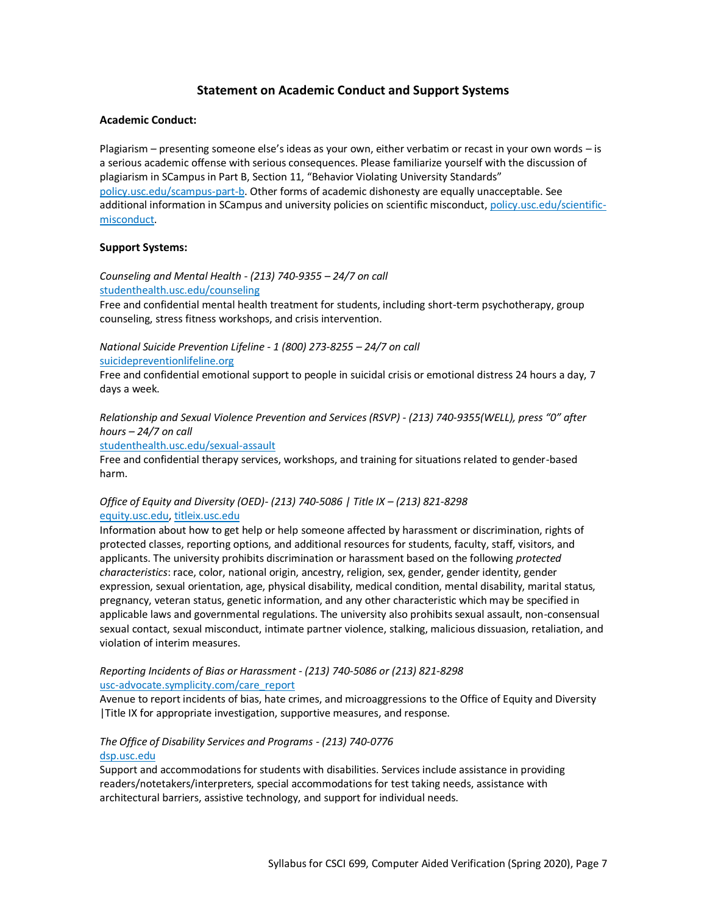## Statement on Academic Conduct and Support Systems

**Academic Conduct:**

Plagiarism – presenting someone else's ideas as your own, either verbatim or recast in your own words – is a serious academic offense with serious consequences. Please familiarize yourself with the discussion of plagiarism in SCampus in Part B, Section 11, "Behavior Violating University Standards" policy.usc.edu/scampus-part-b. Other forms of academic dishonesty are equally unacceptable. See additional information in SCampus and university policies on scientific misconduct, policy.usc.edu/scientific-misconduct.

**Support Systems:**

*Counseling and Mental Health - (213) 740-9355 – 24/7 on call*
studenthealth.usc.edu/counseling
Free and confidential mental health treatment for students, including short-term psychotherapy, group counseling, stress fitness workshops, and crisis intervention.

*National Suicide Prevention Lifeline - 1 (800) 273-8255 – 24/7 on call*
suicidepreventionlifeline.org
Free and confidential emotional support to people in suicidal crisis or emotional distress 24 hours a day, 7 days a week.

*Relationship and Sexual Violence Prevention and Services (RSVP) - (213) 740-9355(WELL), press "0" after hours – 24/7 on call*
studenthealth.usc.edu/sexual-assault
Free and confidential therapy services, workshops, and training for situations related to gender-based harm.

*Office of Equity and Diversity (OED)- (213) 740-5086 | Title IX – (213) 821-8298*
equity.usc.edu, titleix.usc.edu
Information about how to get help or help someone affected by harassment or discrimination, rights of protected classes, reporting options, and additional resources for students, faculty, staff, visitors, and applicants. The university prohibits discrimination or harassment based on the following *protected characteristics*: race, color, national origin, ancestry, religion, sex, gender, gender identity, gender expression, sexual orientation, age, physical disability, medical condition, mental disability, marital status, pregnancy, veteran status, genetic information, and any other characteristic which may be specified in applicable laws and governmental regulations. The university also prohibits sexual assault, non-consensual sexual contact, sexual misconduct, intimate partner violence, stalking, malicious dissuasion, retaliation, and violation of interim measures.

*Reporting Incidents of Bias or Harassment - (213) 740-5086 or (213) 821-8298*
usc-advocate.symplicity.com/care_report
Avenue to report incidents of bias, hate crimes, and microaggressions to the Office of Equity and Diversity |Title IX for appropriate investigation, supportive measures, and response.

*The Office of Disability Services and Programs - (213) 740-0776*
dsp.usc.edu
Support and accommodations for students with disabilities. Services include assistance in providing readers/notetakers/interpreters, special accommodations for test taking needs, assistance with architectural barriers, assistive technology, and support for individual needs.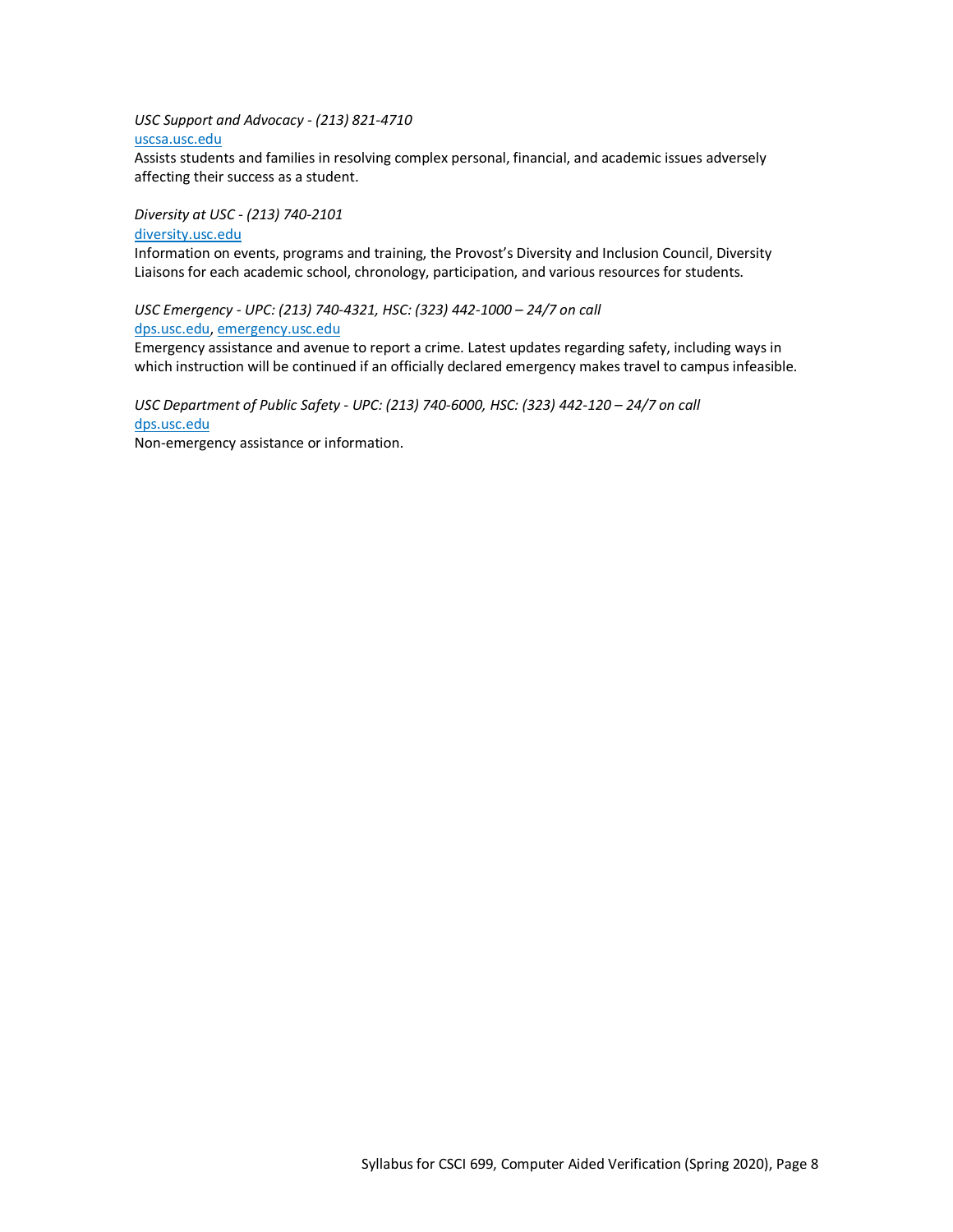*USC Support and Advocacy - (213) 821-4710*
[uscsa.usc.edu](uscsa.usc.edu)
Assists students and families in resolving complex personal, financial, and academic issues adversely affecting their success as a student.

*Diversity at USC - (213) 740-2101*
[diversity.usc.edu](diversity.usc.edu)
Information on events, programs and training, the Provost's Diversity and Inclusion Council, Diversity Liaisons for each academic school, chronology, participation, and various resources for students.

*USC Emergency - UPC: (213) 740-4321, HSC: (323) 442-1000 – 24/7 on call*
[dps.usc.edu](dps.usc.edu), [emergency.usc.edu](emergency.usc.edu)
Emergency assistance and avenue to report a crime. Latest updates regarding safety, including ways in which instruction will be continued if an officially declared emergency makes travel to campus infeasible.

*USC Department of Public Safety - UPC: (213) 740-6000, HSC: (323) 442-120 – 24/7 on call*
[dps.usc.edu](dps.usc.edu)
Non-emergency assistance or information.